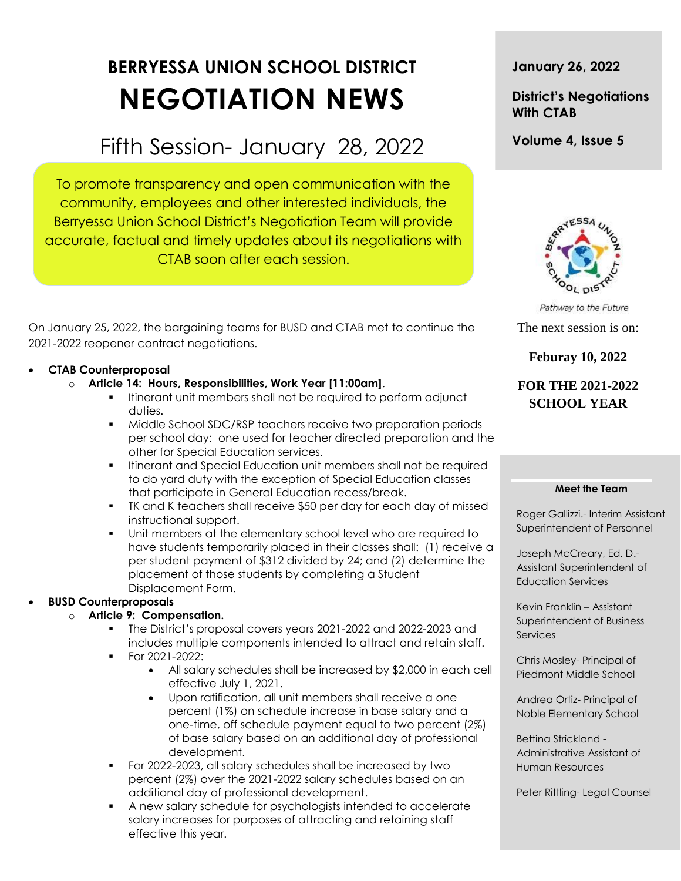# BERRYESSA UNION SCHOOL DISTRICT

# NEGOTIATION NEWS

## Fifth Session- January 28, 2022

To promote transparency and open communication with the community, employees and other interested individuals, the Berryessa Union School District's Negotiation Team will provide accurate, factual and timely updates about its negotiations with CTAB soon after each session.

**January 26, 2022**

**District's Negotiations With CTAB**

**Volume 4, Issue 5**

*Pathway to the Future*

The next session is on:

**Feburay 10, 2022**

**FOR THE 2021-2022 SCHOOL YEAR**

On January 25, 2022, the bargaining teams for BUSD and CTAB met to continue the 2021-2022 reopener contract negotiations.

- **CTAB Counterproposal**
  - **Article 14: Hours, Responsibilities, Work Year [11:00am]**.
    - Itinerant unit members shall not be required to perform adjunct duties.
    - Middle School SDC/RSP teachers receive two preparation periods per school day: one used for teacher directed preparation and the other for Special Education services.
    - Itinerant and Special Education unit members shall not be required to do yard duty with the exception of Special Education classes that participate in General Education recess/break.
    - TK and K teachers shall receive $50 per day for each day of missed instructional support.
    - Unit members at the elementary school level who are required to have students temporarily placed in their classes shall: (1) receive a per student payment of $312 divided by 24; and (2) determine the placement of those students by completing a Student Displacement Form.
- **BUSD Counterproposals**
  - **Article 9: Compensation.**
    - The District's proposal covers years 2021-2022 and 2022-2023 and includes multiple components intended to attract and retain staff.
    - For 2021-2022:
      - All salary schedules shall be increased by $2,000 in each cell effective July 1, 2021.
      - Upon ratification, all unit members shall receive a one percent (1%) on schedule increase in base salary and a one-time, off schedule payment equal to two percent (2%) of base salary based on an additional day of professional development.
    - For 2022-2023, all salary schedules shall be increased by two percent (2%) over the 2021-2022 salary schedules based on an additional day of professional development.
    - A new salary schedule for psychologists intended to accelerate salary increases for purposes of attracting and retaining staff effective this year.

**Meet the Team**

Roger Gallizzi.- Interim Assistant Superintendent of Personnel

Joseph McCreary, Ed. D.- Assistant Superintendent of Education Services

Kevin Franklin – Assistant Superintendent of Business Services

Chris Mosley- Principal of Piedmont Middle School

Andrea Ortiz- Principal of Noble Elementary School

Bettina Strickland - Administrative Assistant of Human Resources

Peter Rittling- Legal Counsel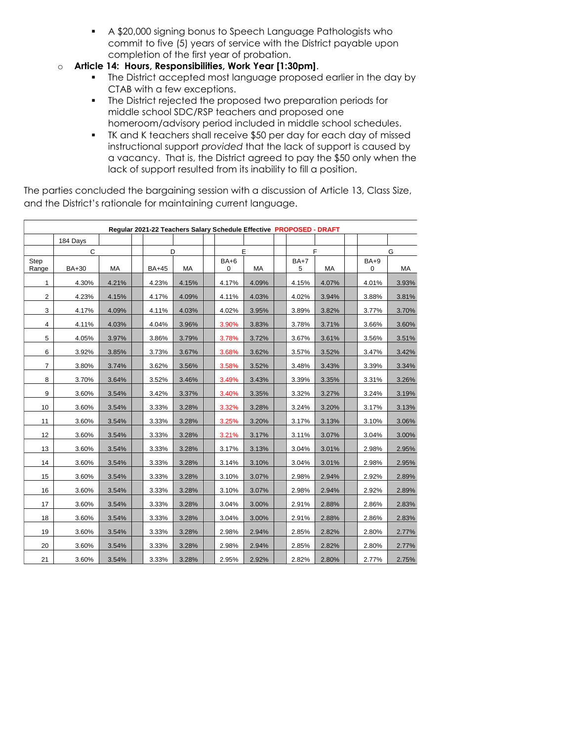- A $20,000 signing bonus to Speech Language Pathologists who commit to five (5) years of service with the District payable upon completion of the first year of probation.

- **Article 14: Hours, Responsibilities, Work Year [1:30pm]**.
  - The District accepted most language proposed earlier in the day by CTAB with a few exceptions.
  - The District rejected the proposed two preparation periods for middle school SDC/RSP teachers and proposed one homeroom/advisory period included in middle school schedules.
  - TK and K teachers shall receive $50 per day for each day of missed instructional support *provided* that the lack of support is caused by a vacancy. That is, the District agreed to pay the $50 only when the lack of support resulted from its inability to fill a position.

The parties concluded the bargaining session with a discussion of Article 13, Class Size, and the District's rationale for maintaining current language.

**Regular 2021-22 Teachers Salary Schedule Effective PROPOSED - DRAFT**

| | 184 Days | | | | | | | | | | | | | |
|---|---|---|---|---|---|---|---|---|---|---|---|---|---|---|
| | C | | | D | | | E | | | F | | | G | |
| Step Range | BA+30 | MA | | BA+45 | MA | | BA+60 | MA | | BA+75 | MA | | BA+90 | MA |
| 1 | 4.30% | 4.21% | | 4.23% | 4.15% | | 4.17% | 4.09% | | 4.15% | 4.07% | | 4.01% | 3.93% |
| 2 | 4.23% | 4.15% | | 4.17% | 4.09% | | 4.11% | 4.03% | | 4.02% | 3.94% | | 3.88% | 3.81% |
| 3 | 4.17% | 4.09% | | 4.11% | 4.03% | | 4.02% | 3.95% | | 3.89% | 3.82% | | 3.77% | 3.70% |
| 4 | 4.11% | 4.03% | | 4.04% | 3.96% | | 3.90% | 3.83% | | 3.78% | 3.71% | | 3.66% | 3.60% |
| 5 | 4.05% | 3.97% | | 3.86% | 3.79% | | 3.78% | 3.72% | | 3.67% | 3.61% | | 3.56% | 3.51% |
| 6 | 3.92% | 3.85% | | 3.73% | 3.67% | | 3.68% | 3.62% | | 3.57% | 3.52% | | 3.47% | 3.42% |
| 7 | 3.80% | 3.74% | | 3.62% | 3.56% | | 3.58% | 3.52% | | 3.48% | 3.43% | | 3.39% | 3.34% |
| 8 | 3.70% | 3.64% | | 3.52% | 3.46% | | 3.49% | 3.43% | | 3.39% | 3.35% | | 3.31% | 3.26% |
| 9 | 3.60% | 3.54% | | 3.42% | 3.37% | | 3.40% | 3.35% | | 3.32% | 3.27% | | 3.24% | 3.19% |
| 10 | 3.60% | 3.54% | | 3.33% | 3.28% | | 3.32% | 3.28% | | 3.24% | 3.20% | | 3.17% | 3.13% |
| 11 | 3.60% | 3.54% | | 3.33% | 3.28% | | 3.25% | 3.20% | | 3.17% | 3.13% | | 3.10% | 3.06% |
| 12 | 3.60% | 3.54% | | 3.33% | 3.28% | | 3.21% | 3.17% | | 3.11% | 3.07% | | 3.04% | 3.00% |
| 13 | 3.60% | 3.54% | | 3.33% | 3.28% | | 3.17% | 3.13% | | 3.04% | 3.01% | | 2.98% | 2.95% |
| 14 | 3.60% | 3.54% | | 3.33% | 3.28% | | 3.14% | 3.10% | | 3.04% | 3.01% | | 2.98% | 2.95% |
| 15 | 3.60% | 3.54% | | 3.33% | 3.28% | | 3.10% | 3.07% | | 2.98% | 2.94% | | 2.92% | 2.89% |
| 16 | 3.60% | 3.54% | | 3.33% | 3.28% | | 3.10% | 3.07% | | 2.98% | 2.94% | | 2.92% | 2.89% |
| 17 | 3.60% | 3.54% | | 3.33% | 3.28% | | 3.04% | 3.00% | | 2.91% | 2.88% | | 2.86% | 2.83% |
| 18 | 3.60% | 3.54% | | 3.33% | 3.28% | | 3.04% | 3.00% | | 2.91% | 2.88% | | 2.86% | 2.83% |
| 19 | 3.60% | 3.54% | | 3.33% | 3.28% | | 2.98% | 2.94% | | 2.85% | 2.82% | | 2.80% | 2.77% |
| 20 | 3.60% | 3.54% | | 3.33% | 3.28% | | 2.98% | 2.94% | | 2.85% | 2.82% | | 2.80% | 2.77% |
| 21 | 3.60% | 3.54% | | 3.33% | 3.28% | | 2.95% | 2.92% | | 2.82% | 2.80% | | 2.77% | 2.75% |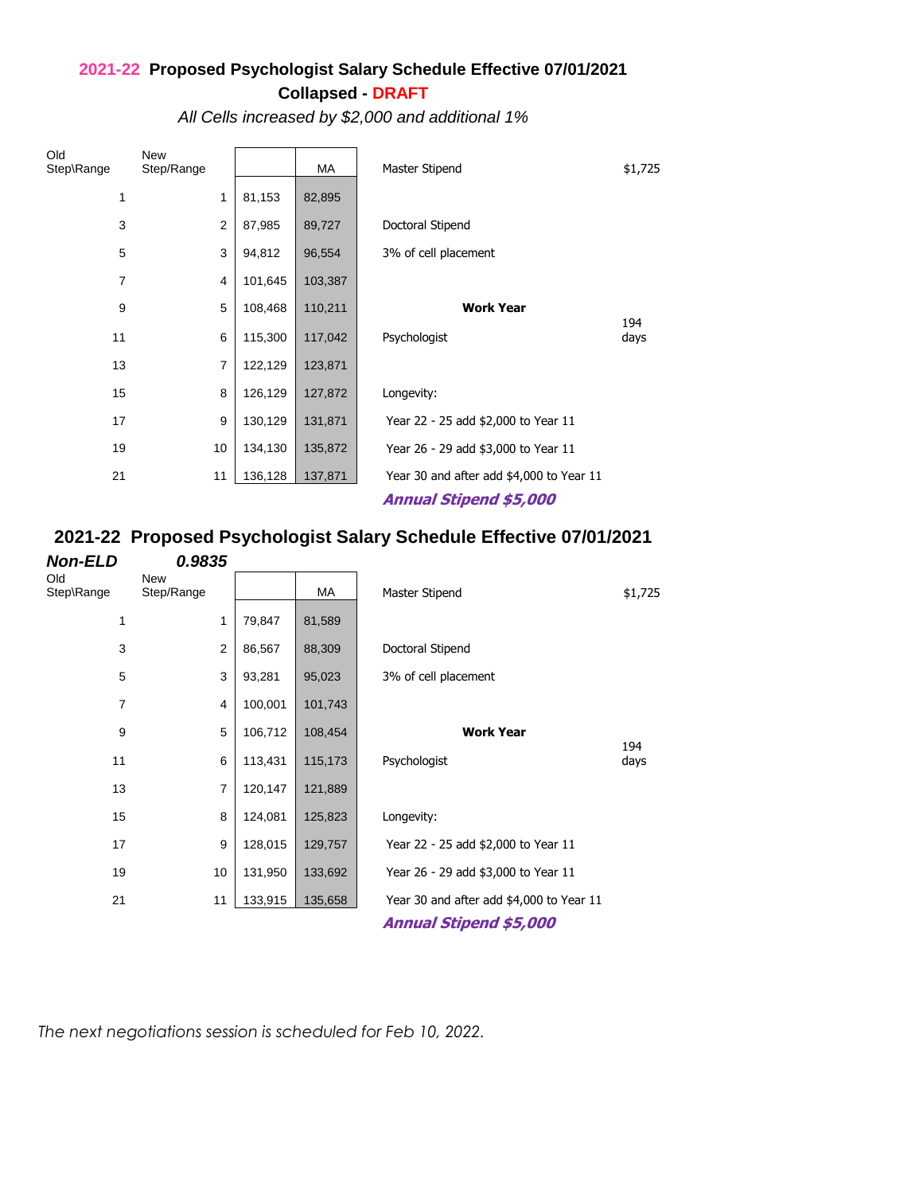## 2021-22 Proposed Psychologist Salary Schedule Effective 07/01/2021

### Collapsed - DRAFT

*All Cells increased by $2,000 and additional 1%*

| Old Step\Range | New Step/Range | | MA |
|---|---|---|---|
| 1 | 1 | 81,153 | 82,895 |
| 3 | 2 | 87,985 | 89,727 |
| 5 | 3 | 94,812 | 96,554 |
| 7 | 4 | 101,645 | 103,387 |
| 9 | 5 | 108,468 | 110,211 |
| 11 | 6 | 115,300 | 117,042 |
| 13 | 7 | 122,129 | 123,871 |
| 15 | 8 | 126,129 | 127,872 |
| 17 | 9 | 130,129 | 131,871 |
| 19 | 10 | 134,130 | 135,872 |
| 21 | 11 | 136,128 | 137,871 |

Master Stipend $1,725

Doctoral Stipend
3% of cell placement

**Work Year**

Psychologist 194 days

Longevity:
Year 22 - 25 add $2,000 to Year 11
Year 26 - 29 add $3,000 to Year 11
Year 30 and after add $4,000 to Year 11

***Annual Stipend $5,000***

## 2021-22 Proposed Psychologist Salary Schedule Effective 07/01/2021

***Non-ELD*** ***0.9835***

| Old Step\Range | New Step/Range | | MA |
|---|---|---|---|
| 1 | 1 | 79,847 | 81,589 |
| 3 | 2 | 86,567 | 88,309 |
| 5 | 3 | 93,281 | 95,023 |
| 7 | 4 | 100,001 | 101,743 |
| 9 | 5 | 106,712 | 108,454 |
| 11 | 6 | 113,431 | 115,173 |
| 13 | 7 | 120,147 | 121,889 |
| 15 | 8 | 124,081 | 125,823 |
| 17 | 9 | 128,015 | 129,757 |
| 19 | 10 | 131,950 | 133,692 |
| 21 | 11 | 133,915 | 135,658 |

Master Stipend $1,725

Doctoral Stipend
3% of cell placement

**Work Year**

Psychologist 194 days

Longevity:
Year 22 - 25 add $2,000 to Year 11
Year 26 - 29 add $3,000 to Year 11
Year 30 and after add $4,000 to Year 11

***Annual Stipend $5,000***

*The next negotiations session is scheduled for Feb 10, 2022.*